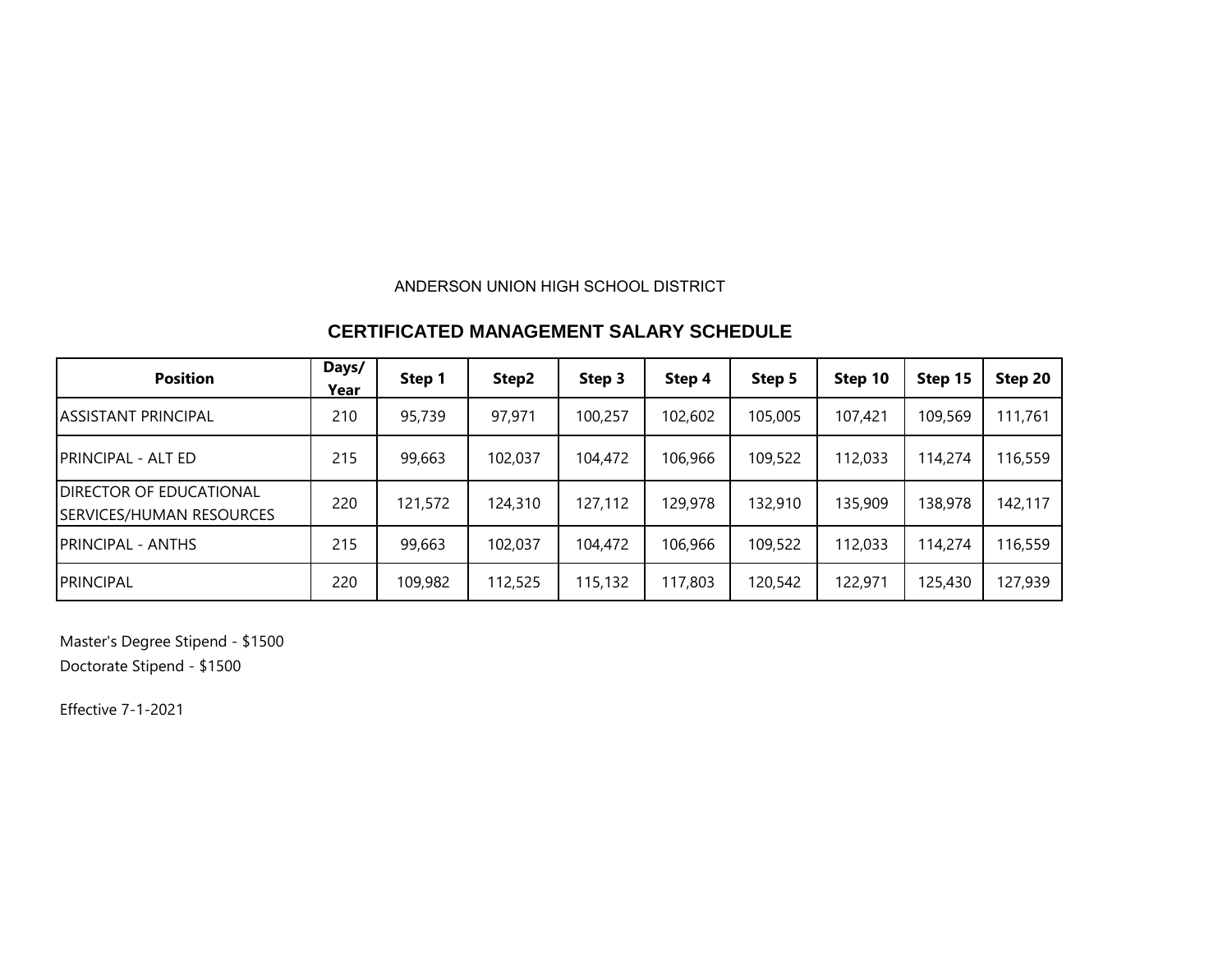ANDERSON UNION HIGH SCHOOL DISTRICT

## CERTIFICATED MANAGEMENT SALARY SCHEDULE

| Position | Days/ Year | Step 1 | Step2 | Step 3 | Step 4 | Step 5 | Step 10 | Step 15 | Step 20 |
|---|---|---|---|---|---|---|---|---|---|
| ASSISTANT PRINCIPAL | 210 | 95,739 | 97,971 | 100,257 | 102,602 | 105,005 | 107,421 | 109,569 | 111,761 |
| PRINCIPAL - ALT ED | 215 | 99,663 | 102,037 | 104,472 | 106,966 | 109,522 | 112,033 | 114,274 | 116,559 |
| DIRECTOR OF EDUCATIONAL SERVICES/HUMAN RESOURCES | 220 | 121,572 | 124,310 | 127,112 | 129,978 | 132,910 | 135,909 | 138,978 | 142,117 |
| PRINCIPAL - ANTHS | 215 | 99,663 | 102,037 | 104,472 | 106,966 | 109,522 | 112,033 | 114,274 | 116,559 |
| PRINCIPAL | 220 | 109,982 | 112,525 | 115,132 | 117,803 | 120,542 | 122,971 | 125,430 | 127,939 |

Master's Degree Stipend - $1500

Doctorate Stipend - $1500

Effective 7-1-2021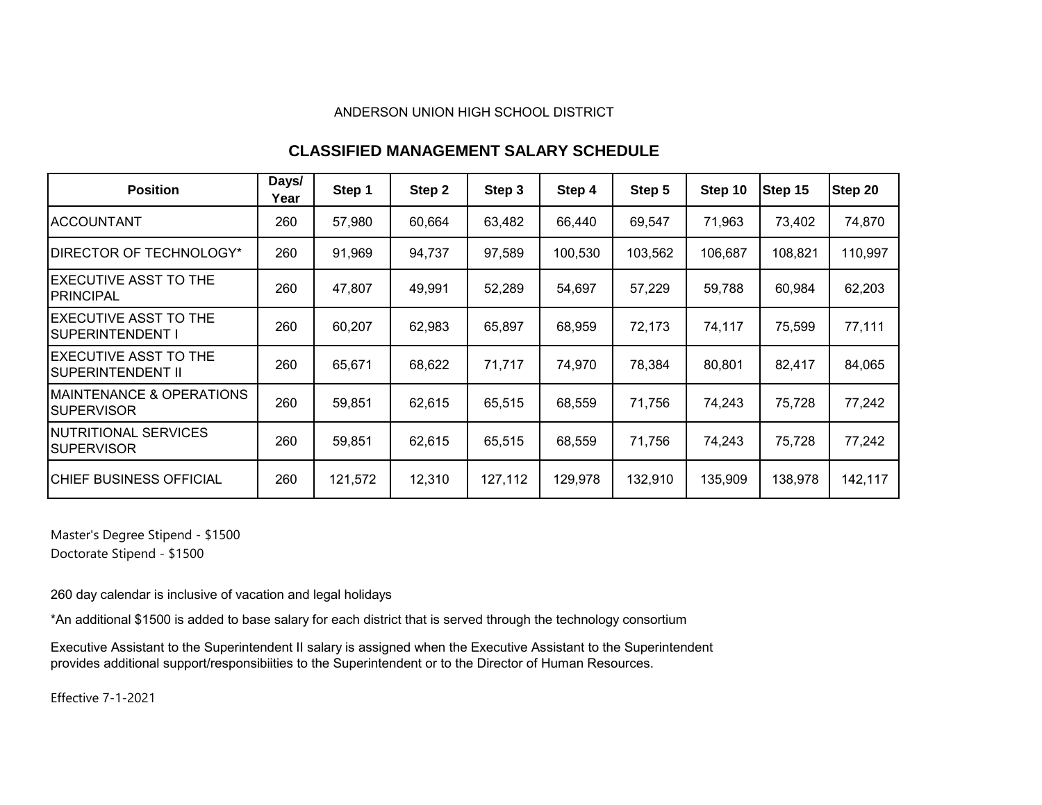ANDERSON UNION HIGH SCHOOL DISTRICT

## CLASSIFIED MANAGEMENT SALARY SCHEDULE

| Position | Days/ Year | Step 1 | Step 2 | Step 3 | Step 4 | Step 5 | Step 10 | Step 15 | Step 20 |
|---|---|---|---|---|---|---|---|---|---|
| ACCOUNTANT | 260 | 57,980 | 60,664 | 63,482 | 66,440 | 69,547 | 71,963 | 73,402 | 74,870 |
| DIRECTOR OF TECHNOLOGY* | 260 | 91,969 | 94,737 | 97,589 | 100,530 | 103,562 | 106,687 | 108,821 | 110,997 |
| EXECUTIVE ASST TO THE PRINCIPAL | 260 | 47,807 | 49,991 | 52,289 | 54,697 | 57,229 | 59,788 | 60,984 | 62,203 |
| EXECUTIVE ASST TO THE SUPERINTENDENT I | 260 | 60,207 | 62,983 | 65,897 | 68,959 | 72,173 | 74,117 | 75,599 | 77,111 |
| EXECUTIVE ASST TO THE SUPERINTENDENT II | 260 | 65,671 | 68,622 | 71,717 | 74,970 | 78,384 | 80,801 | 82,417 | 84,065 |
| MAINTENANCE & OPERATIONS SUPERVISOR | 260 | 59,851 | 62,615 | 65,515 | 68,559 | 71,756 | 74,243 | 75,728 | 77,242 |
| NUTRITIONAL SERVICES SUPERVISOR | 260 | 59,851 | 62,615 | 65,515 | 68,559 | 71,756 | 74,243 | 75,728 | 77,242 |
| CHIEF BUSINESS OFFICIAL | 260 | 121,572 | 12,310 | 127,112 | 129,978 | 132,910 | 135,909 | 138,978 | 142,117 |

Master's Degree Stipend - $1500
Doctorate Stipend - $1500

260 day calendar is inclusive of vacation and legal holidays

*An additional $1500 is added to base salary for each district that is served through the technology consortium

Executive Assistant to the Superintendent II salary is assigned when the Executive Assistant to the Superintendent provides additional support/responsibiities to the Superintendent or to the Director of Human Resources.

Effective 7-1-2021